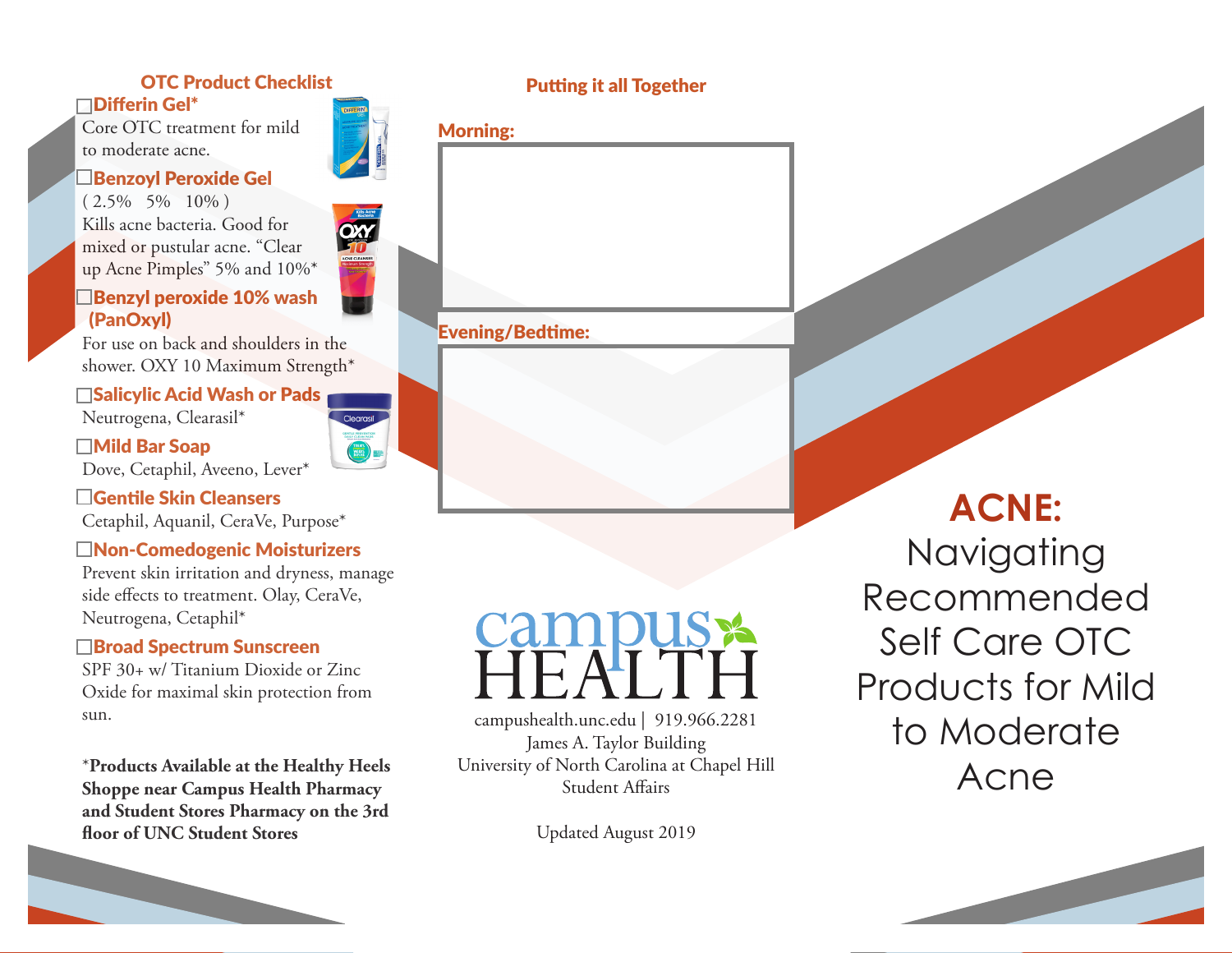## OTC Product Checklist

- ☐ **Differin Gel***
  Core OTC treatment for mild to moderate acne.
- ☐ **Benzoyl Peroxide Gel**
  ( 2.5%   5%   10% )
  Kills acne bacteria. Good for mixed or pustular acne. "Clear up Acne Pimples" 5% and 10%*
- ☐ **Benzyl peroxide 10% wash (PanOxyl)**
  For use on back and shoulders in the shower. OXY 10 Maximum Strength*
- ☐ **Salicylic Acid Wash or Pads**
  Neutrogena, Clearasil*
- ☐ **Mild Bar Soap**
  Dove, Cetaphil, Aveeno, Lever*
- ☐ **Gentile Skin Cleansers**
  Cetaphil, Aquanil, CeraVe, Purpose*
- ☐ **Non-Comedogenic Moisturizers**
  Prevent skin irritation and dryness, manage side effects to treatment. Olay, CeraVe, Neutrogena, Cetaphil*
- ☐ **Broad Spectrum Sunscreen**
  SPF 30+ w/ Titanium Dioxide or Zinc Oxide for maximal skin protection from sun.

*__Products Available at the Healthy Heels Shoppe near Campus Health Pharmacy and Student Stores Pharmacy on the 3rd floor of UNC Student Stores__

## Putting it all Together

**Morning:**

**Evening/Bedtime:**

campus HEALTH

campushealth.unc.edu | 919.966.2281
James A. Taylor Building
University of North Carolina at Chapel Hill
Student Affairs

Updated August 2019

# ACNE: Navigating Recommended Self Care OTC Products for Mild to Moderate Acne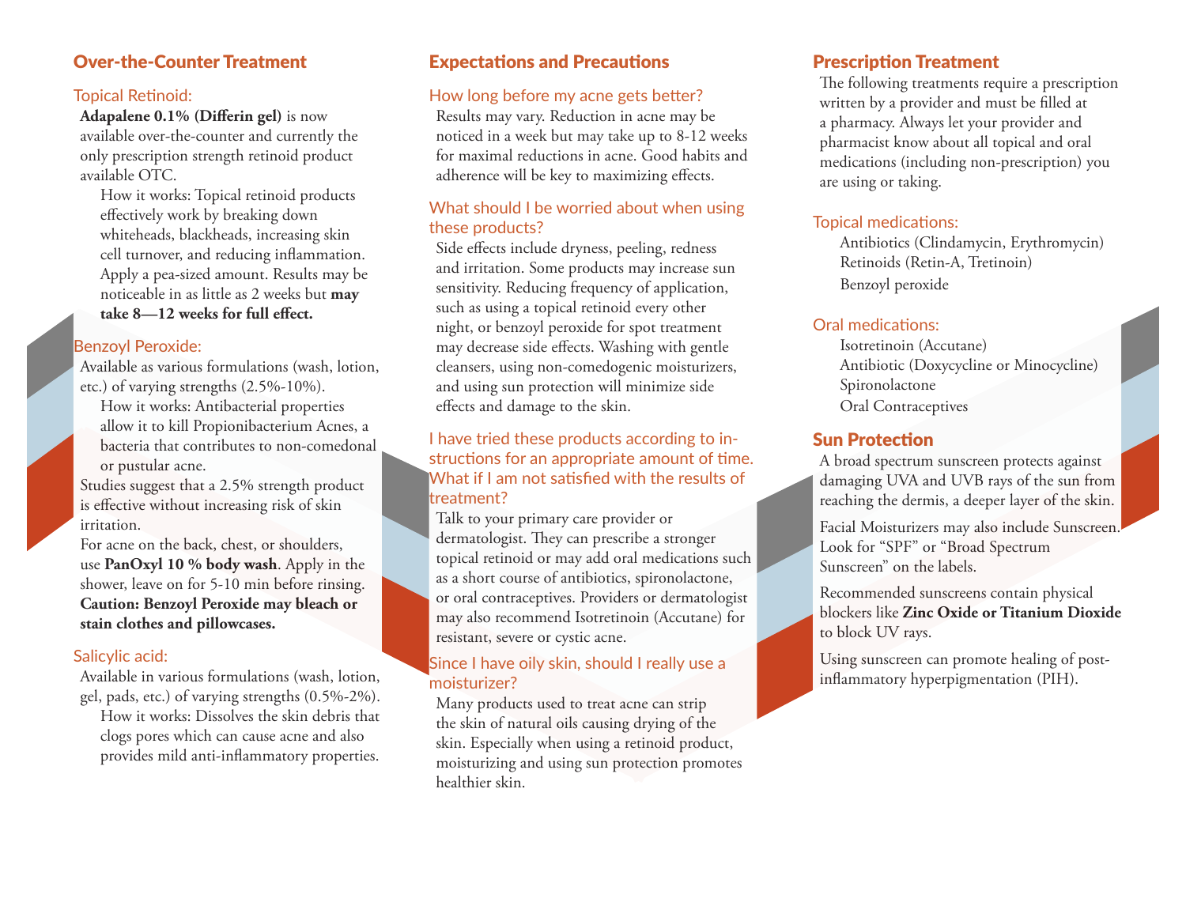## Over-the-Counter Treatment

### Topical Retinoid:

**Adapalene 0.1% (Differin gel)** is now available over-the-counter and currently the only prescription strength retinoid product available OTC.

How it works: Topical retinoid products effectively work by breaking down whiteheads, blackheads, increasing skin cell turnover, and reducing inflammation. Apply a pea-sized amount. Results may be noticeable in as little as 2 weeks but **may take 8—12 weeks for full effect.**

### Benzoyl Peroxide:

Available as various formulations (wash, lotion, etc.) of varying strengths (2.5%-10%).

How it works: Antibacterial properties allow it to kill Propionibacterium Acnes, a bacteria that contributes to non-comedonal or pustular acne.

Studies suggest that a 2.5% strength product is effective without increasing risk of skin irritation.

For acne on the back, chest, or shoulders, use **PanOxyl 10 % body wash**. Apply in the shower, leave on for 5-10 min before rinsing. **Caution: Benzoyl Peroxide may bleach or stain clothes and pillowcases.**

### Salicylic acid:

Available in various formulations (wash, lotion, gel, pads, etc.) of varying strengths (0.5%-2%).

How it works: Dissolves the skin debris that clogs pores which can cause acne and also provides mild anti-inflammatory properties.

## Expectations and Precautions

### How long before my acne gets better?

Results may vary. Reduction in acne may be noticed in a week but may take up to 8-12 weeks for maximal reductions in acne. Good habits and adherence will be key to maximizing effects.

### What should I be worried about when using these products?

Side effects include dryness, peeling, redness and irritation. Some products may increase sun sensitivity. Reducing frequency of application, such as using a topical retinoid every other night, or benzoyl peroxide for spot treatment may decrease side effects. Washing with gentle cleansers, using non-comedogenic moisturizers, and using sun protection will minimize side effects and damage to the skin.

### I have tried these products according to instructions for an appropriate amount of time. What if I am not satisfied with the results of treatment?

Talk to your primary care provider or dermatologist. They can prescribe a stronger topical retinoid or may add oral medications such as a short course of antibiotics, spironolactone, or oral contraceptives. Providers or dermatologist may also recommend Isotretinoin (Accutane) for resistant, severe or cystic acne.

### Since I have oily skin, should I really use a moisturizer?

Many products used to treat acne can strip the skin of natural oils causing drying of the skin. Especially when using a retinoid product, moisturizing and using sun protection promotes healthier skin.

## Prescription Treatment

The following treatments require a prescription written by a provider and must be filled at a pharmacy. Always let your provider and pharmacist know about all topical and oral medications (including non-prescription) you are using or taking.

### Topical medications:

- Antibiotics (Clindamycin, Erythromycin)
- Retinoids (Retin-A, Tretinoin)
- Benzoyl peroxide

### Oral medications:

- Isotretinoin (Accutane)
- Antibiotic (Doxycycline or Minocycline)
- Spironolactone
- Oral Contraceptives

## Sun Protection

A broad spectrum sunscreen protects against damaging UVA and UVB rays of the sun from reaching the dermis, a deeper layer of the skin.

Facial Moisturizers may also include Sunscreen. Look for "SPF" or "Broad Spectrum Sunscreen" on the labels.

Recommended sunscreens contain physical blockers like **Zinc Oxide or Titanium Dioxide** to block UV rays.

Using sunscreen can promote healing of post-inflammatory hyperpigmentation (PIH).